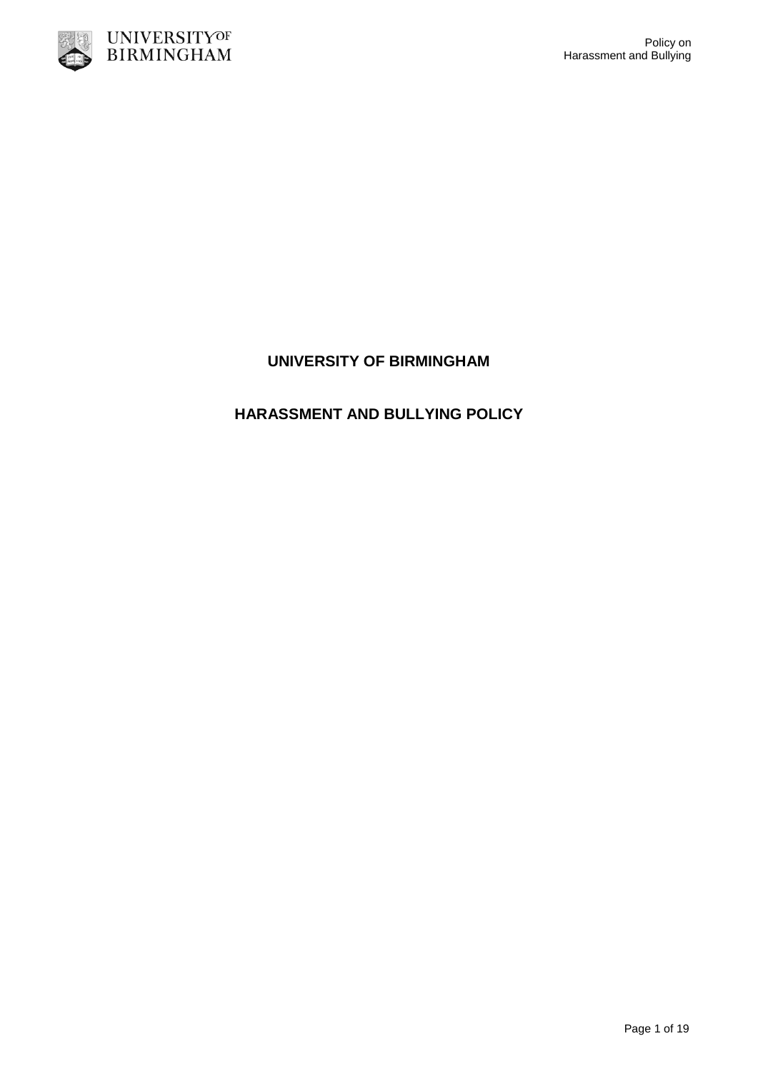# UNIVERSITY OF BIRMINGHAM

## HARASSMENT AND BULLYING POLICY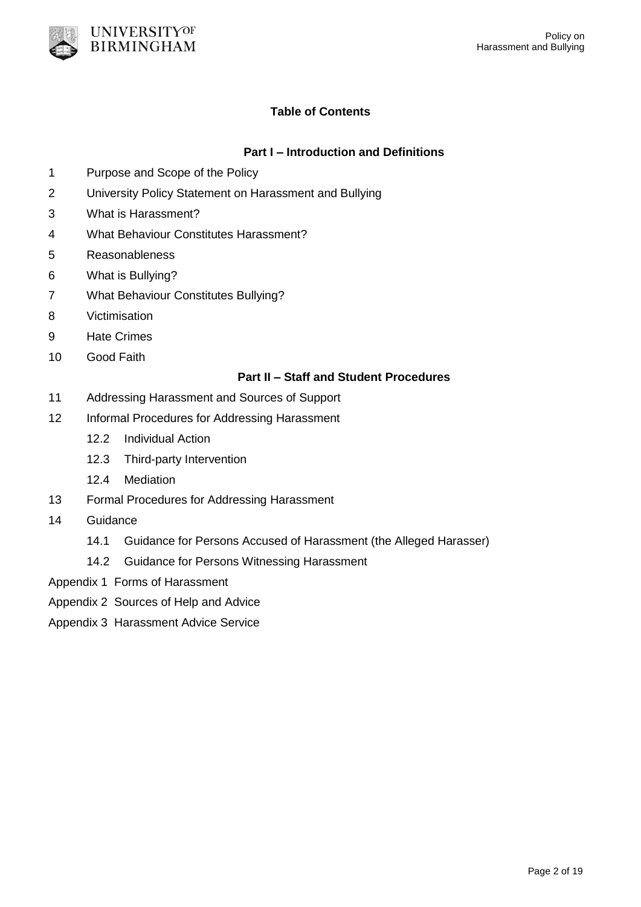## Table of Contents

### Part I – Introduction and Definitions

1 Purpose and Scope of the Policy

2 University Policy Statement on Harassment and Bullying

3 What is Harassment?

4 What Behaviour Constitutes Harassment?

5 Reasonableness

6 What is Bullying?

7 What Behaviour Constitutes Bullying?

8 Victimisation

9 Hate Crimes

10 Good Faith

### Part II – Staff and Student Procedures

11 Addressing Harassment and Sources of Support

12 Informal Procedures for Addressing Harassment

- 12.2 Individual Action
- 12.3 Third-party Intervention
- 12.4 Mediation

13 Formal Procedures for Addressing Harassment

14 Guidance

- 14.1 Guidance for Persons Accused of Harassment (the Alleged Harasser)
- 14.2 Guidance for Persons Witnessing Harassment

Appendix 1 Forms of Harassment

Appendix 2 Sources of Help and Advice

Appendix 3 Harassment Advice Service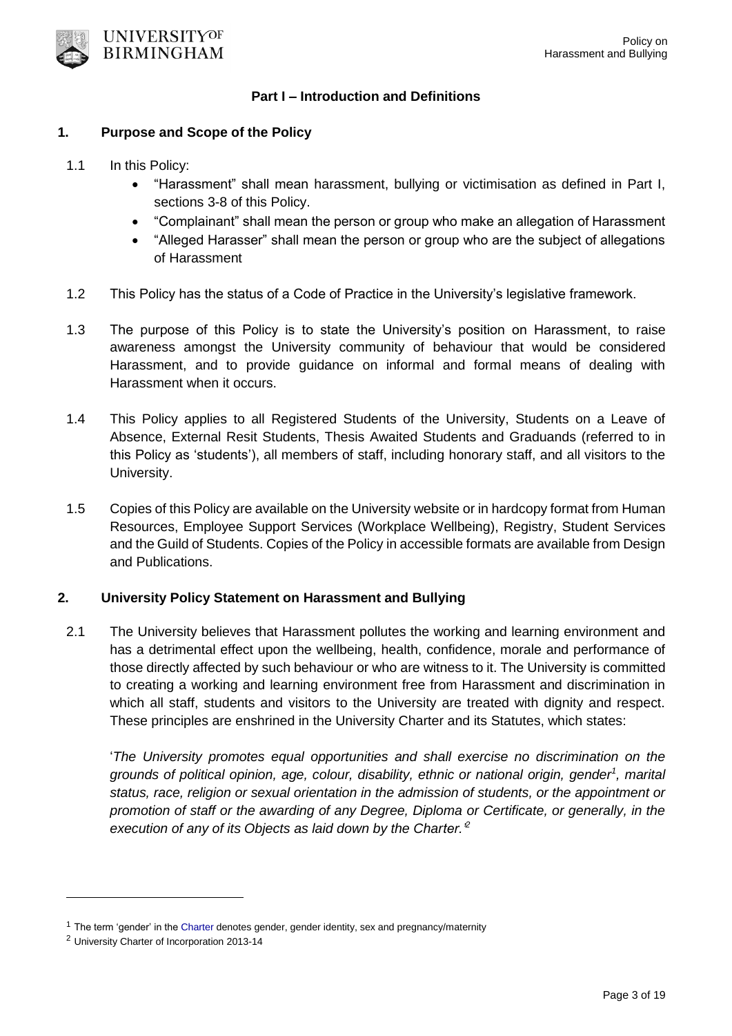## Part I – Introduction and Definitions

### 1. Purpose and Scope of the Policy

1.1 In this Policy:

- "Harassment" shall mean harassment, bullying or victimisation as defined in Part I, sections 3-8 of this Policy.
- "Complainant" shall mean the person or group who make an allegation of Harassment
- "Alleged Harasser" shall mean the person or group who are the subject of allegations of Harassment

1.2 This Policy has the status of a Code of Practice in the University's legislative framework.

1.3 The purpose of this Policy is to state the University's position on Harassment, to raise awareness amongst the University community of behaviour that would be considered Harassment, and to provide guidance on informal and formal means of dealing with Harassment when it occurs.

1.4 This Policy applies to all Registered Students of the University, Students on a Leave of Absence, External Resit Students, Thesis Awaited Students and Graduands (referred to in this Policy as 'students'), all members of staff, including honorary staff, and all visitors to the University.

1.5 Copies of this Policy are available on the University website or in hardcopy format from Human Resources, Employee Support Services (Workplace Wellbeing), Registry, Student Services and the Guild of Students. Copies of the Policy in accessible formats are available from Design and Publications.

### 2. University Policy Statement on Harassment and Bullying

2.1 The University believes that Harassment pollutes the working and learning environment and has a detrimental effect upon the wellbeing, health, confidence, morale and performance of those directly affected by such behaviour or who are witness to it. The University is committed to creating a working and learning environment free from Harassment and discrimination in which all staff, students and visitors to the University are treated with dignity and respect. These principles are enshrined in the University Charter and its Statutes, which states:

'*The University promotes equal opportunities and shall exercise no discrimination on the grounds of political opinion, age, colour, disability, ethnic or national origin, gender*[1]*, marital status, race, religion or sexual orientation in the admission of students, or the appointment or promotion of staff or the awarding of any Degree, Diploma or Certificate, or generally, in the execution of any of its Objects as laid down by the Charter.*'[2]

---

[1] The term 'gender' in the Charter denotes gender, gender identity, sex and pregnancy/maternity

[2] University Charter of Incorporation 2013-14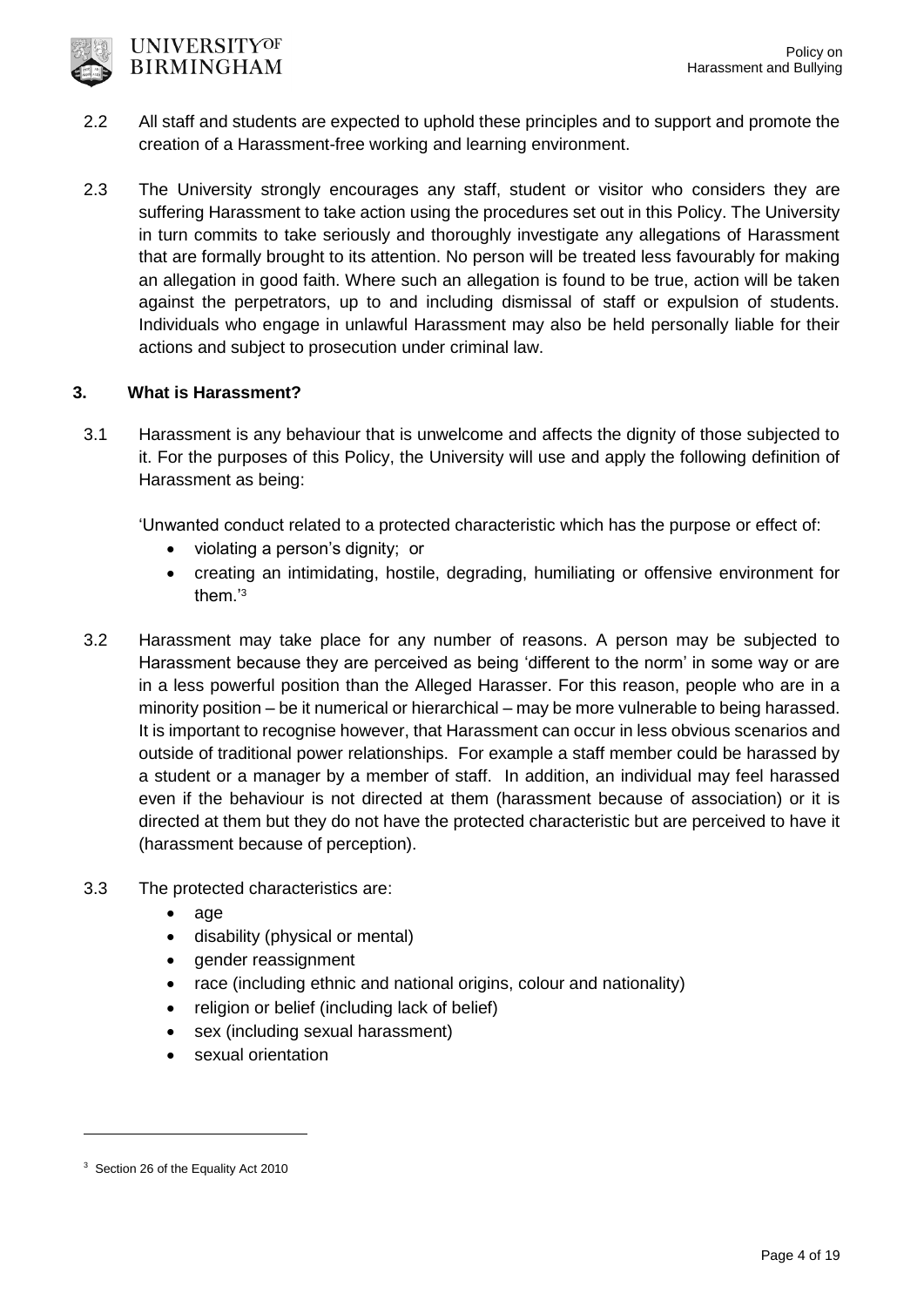2.2 All staff and students are expected to uphold these principles and to support and promote the creation of a Harassment-free working and learning environment.

2.3 The University strongly encourages any staff, student or visitor who considers they are suffering Harassment to take action using the procedures set out in this Policy. The University in turn commits to take seriously and thoroughly investigate any allegations of Harassment that are formally brought to its attention. No person will be treated less favourably for making an allegation in good faith. Where such an allegation is found to be true, action will be taken against the perpetrators, up to and including dismissal of staff or expulsion of students. Individuals who engage in unlawful Harassment may also be held personally liable for their actions and subject to prosecution under criminal law.

## 3. What is Harassment?

3.1 Harassment is any behaviour that is unwelcome and affects the dignity of those subjected to it. For the purposes of this Policy, the University will use and apply the following definition of Harassment as being:

'Unwanted conduct related to a protected characteristic which has the purpose or effect of:

- violating a person's dignity; or
- creating an intimidating, hostile, degrading, humiliating or offensive environment for them.'[3]

3.2 Harassment may take place for any number of reasons. A person may be subjected to Harassment because they are perceived as being 'different to the norm' in some way or are in a less powerful position than the Alleged Harasser. For this reason, people who are in a minority position – be it numerical or hierarchical – may be more vulnerable to being harassed. It is important to recognise however, that Harassment can occur in less obvious scenarios and outside of traditional power relationships. For example a staff member could be harassed by a student or a manager by a member of staff. In addition, an individual may feel harassed even if the behaviour is not directed at them (harassment because of association) or it is directed at them but they do not have the protected characteristic but are perceived to have it (harassment because of perception).

3.3 The protected characteristics are:

- age
- disability (physical or mental)
- gender reassignment
- race (including ethnic and national origins, colour and nationality)
- religion or belief (including lack of belief)
- sex (including sexual harassment)
- sexual orientation

[3] Section 26 of the Equality Act 2010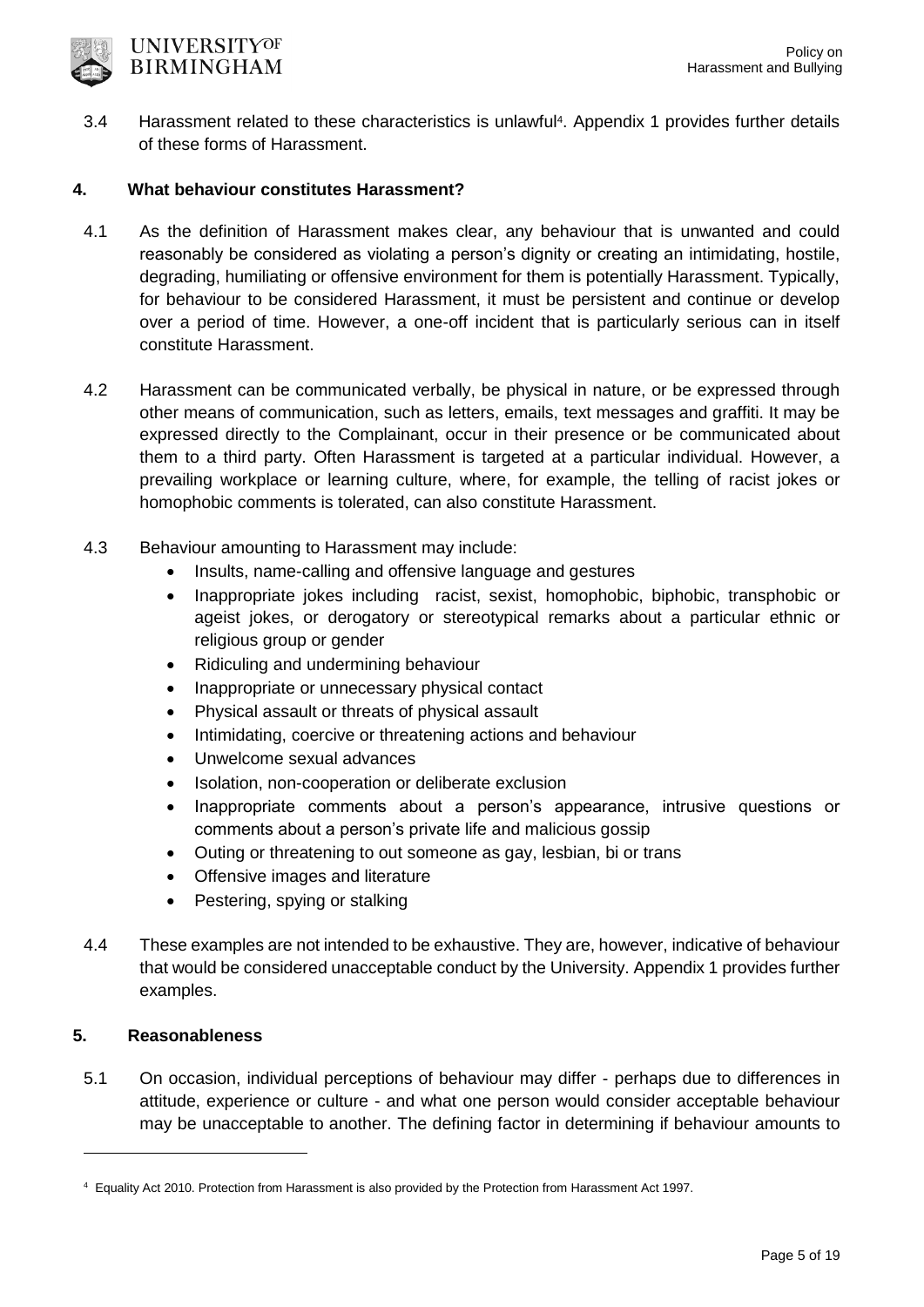3.4 Harassment related to these characteristics is unlawful[4]. Appendix 1 provides further details of these forms of Harassment.

## 4. What behaviour constitutes Harassment?

4.1 As the definition of Harassment makes clear, any behaviour that is unwanted and could reasonably be considered as violating a person's dignity or creating an intimidating, hostile, degrading, humiliating or offensive environment for them is potentially Harassment. Typically, for behaviour to be considered Harassment, it must be persistent and continue or develop over a period of time. However, a one-off incident that is particularly serious can in itself constitute Harassment.

4.2 Harassment can be communicated verbally, be physical in nature, or be expressed through other means of communication, such as letters, emails, text messages and graffiti. It may be expressed directly to the Complainant, occur in their presence or be communicated about them to a third party. Often Harassment is targeted at a particular individual. However, a prevailing workplace or learning culture, where, for example, the telling of racist jokes or homophobic comments is tolerated, can also constitute Harassment.

4.3 Behaviour amounting to Harassment may include:

- Insults, name-calling and offensive language and gestures
- Inappropriate jokes including racist, sexist, homophobic, biphobic, transphobic or ageist jokes, or derogatory or stereotypical remarks about a particular ethnic or religious group or gender
- Ridiculing and undermining behaviour
- Inappropriate or unnecessary physical contact
- Physical assault or threats of physical assault
- Intimidating, coercive or threatening actions and behaviour
- Unwelcome sexual advances
- Isolation, non-cooperation or deliberate exclusion
- Inappropriate comments about a person's appearance, intrusive questions or comments about a person's private life and malicious gossip
- Outing or threatening to out someone as gay, lesbian, bi or trans
- Offensive images and literature
- Pestering, spying or stalking

4.4 These examples are not intended to be exhaustive. They are, however, indicative of behaviour that would be considered unacceptable conduct by the University. Appendix 1 provides further examples.

## 5. Reasonableness

5.1 On occasion, individual perceptions of behaviour may differ - perhaps due to differences in attitude, experience or culture - and what one person would consider acceptable behaviour may be unacceptable to another. The defining factor in determining if behaviour amounts to

---

[4] Equality Act 2010. Protection from Harassment is also provided by the Protection from Harassment Act 1997.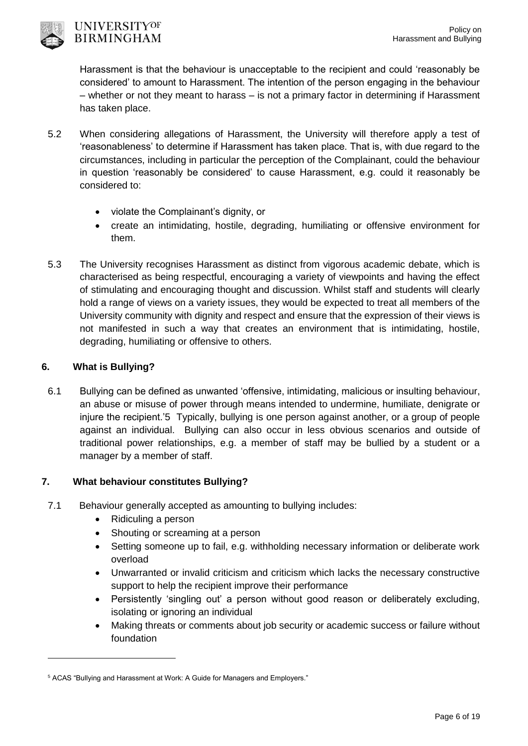Harassment is that the behaviour is unacceptable to the recipient and could 'reasonably be considered' to amount to Harassment. The intention of the person engaging in the behaviour – whether or not they meant to harass – is not a primary factor in determining if Harassment has taken place.

5.2 When considering allegations of Harassment, the University will therefore apply a test of 'reasonableness' to determine if Harassment has taken place. That is, with due regard to the circumstances, including in particular the perception of the Complainant, could the behaviour in question 'reasonably be considered' to cause Harassment, e.g. could it reasonably be considered to:

- violate the Complainant's dignity, or
- create an intimidating, hostile, degrading, humiliating or offensive environment for them.

5.3 The University recognises Harassment as distinct from vigorous academic debate, which is characterised as being respectful, encouraging a variety of viewpoints and having the effect of stimulating and encouraging thought and discussion. Whilst staff and students will clearly hold a range of views on a variety issues, they would be expected to treat all members of the University community with dignity and respect and ensure that the expression of their views is not manifested in such a way that creates an environment that is intimidating, hostile, degrading, humiliating or offensive to others.

## 6. What is Bullying?

6.1 Bullying can be defined as unwanted 'offensive, intimidating, malicious or insulting behaviour, an abuse or misuse of power through means intended to undermine, humiliate, denigrate or injure the recipient.'[5] Typically, bullying is one person against another, or a group of people against an individual. Bullying can also occur in less obvious scenarios and outside of traditional power relationships, e.g. a member of staff may be bullied by a student or a manager by a member of staff.

## 7. What behaviour constitutes Bullying?

7.1 Behaviour generally accepted as amounting to bullying includes:

- Ridiculing a person
- Shouting or screaming at a person
- Setting someone up to fail, e.g. withholding necessary information or deliberate work overload
- Unwarranted or invalid criticism and criticism which lacks the necessary constructive support to help the recipient improve their performance
- Persistently 'singling out' a person without good reason or deliberately excluding, isolating or ignoring an individual
- Making threats or comments about job security or academic success or failure without foundation

[5] ACAS "Bullying and Harassment at Work: A Guide for Managers and Employers."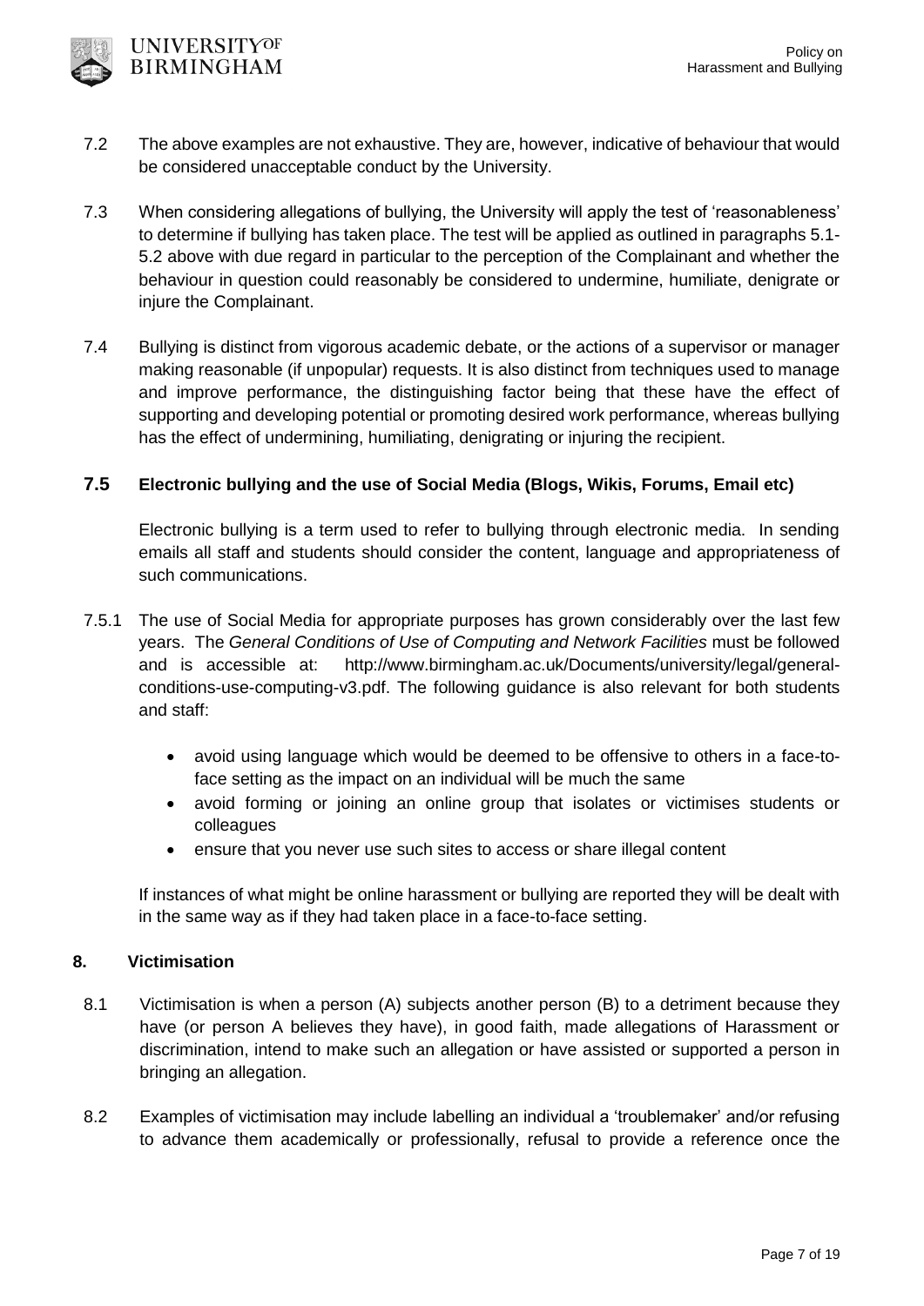7.2 The above examples are not exhaustive. They are, however, indicative of behaviour that would be considered unacceptable conduct by the University.

7.3 When considering allegations of bullying, the University will apply the test of 'reasonableness' to determine if bullying has taken place. The test will be applied as outlined in paragraphs 5.1-5.2 above with due regard in particular to the perception of the Complainant and whether the behaviour in question could reasonably be considered to undermine, humiliate, denigrate or injure the Complainant.

7.4 Bullying is distinct from vigorous academic debate, or the actions of a supervisor or manager making reasonable (if unpopular) requests. It is also distinct from techniques used to manage and improve performance, the distinguishing factor being that these have the effect of supporting and developing potential or promoting desired work performance, whereas bullying has the effect of undermining, humiliating, denigrating or injuring the recipient.

### 7.5 Electronic bullying and the use of Social Media (Blogs, Wikis, Forums, Email etc)

Electronic bullying is a term used to refer to bullying through electronic media. In sending emails all staff and students should consider the content, language and appropriateness of such communications.

7.5.1 The use of Social Media for appropriate purposes has grown considerably over the last few years. The *General Conditions of Use of Computing and Network Facilities* must be followed and is accessible at: http://www.birmingham.ac.uk/Documents/university/legal/general-conditions-use-computing-v3.pdf. The following guidance is also relevant for both students and staff:

- avoid using language which would be deemed to be offensive to others in a face-to-face setting as the impact on an individual will be much the same
- avoid forming or joining an online group that isolates or victimises students or colleagues
- ensure that you never use such sites to access or share illegal content

If instances of what might be online harassment or bullying are reported they will be dealt with in the same way as if they had taken place in a face-to-face setting.

## 8. Victimisation

8.1 Victimisation is when a person (A) subjects another person (B) to a detriment because they have (or person A believes they have), in good faith, made allegations of Harassment or discrimination, intend to make such an allegation or have assisted or supported a person in bringing an allegation.

8.2 Examples of victimisation may include labelling an individual a 'troublemaker' and/or refusing to advance them academically or professionally, refusal to provide a reference once the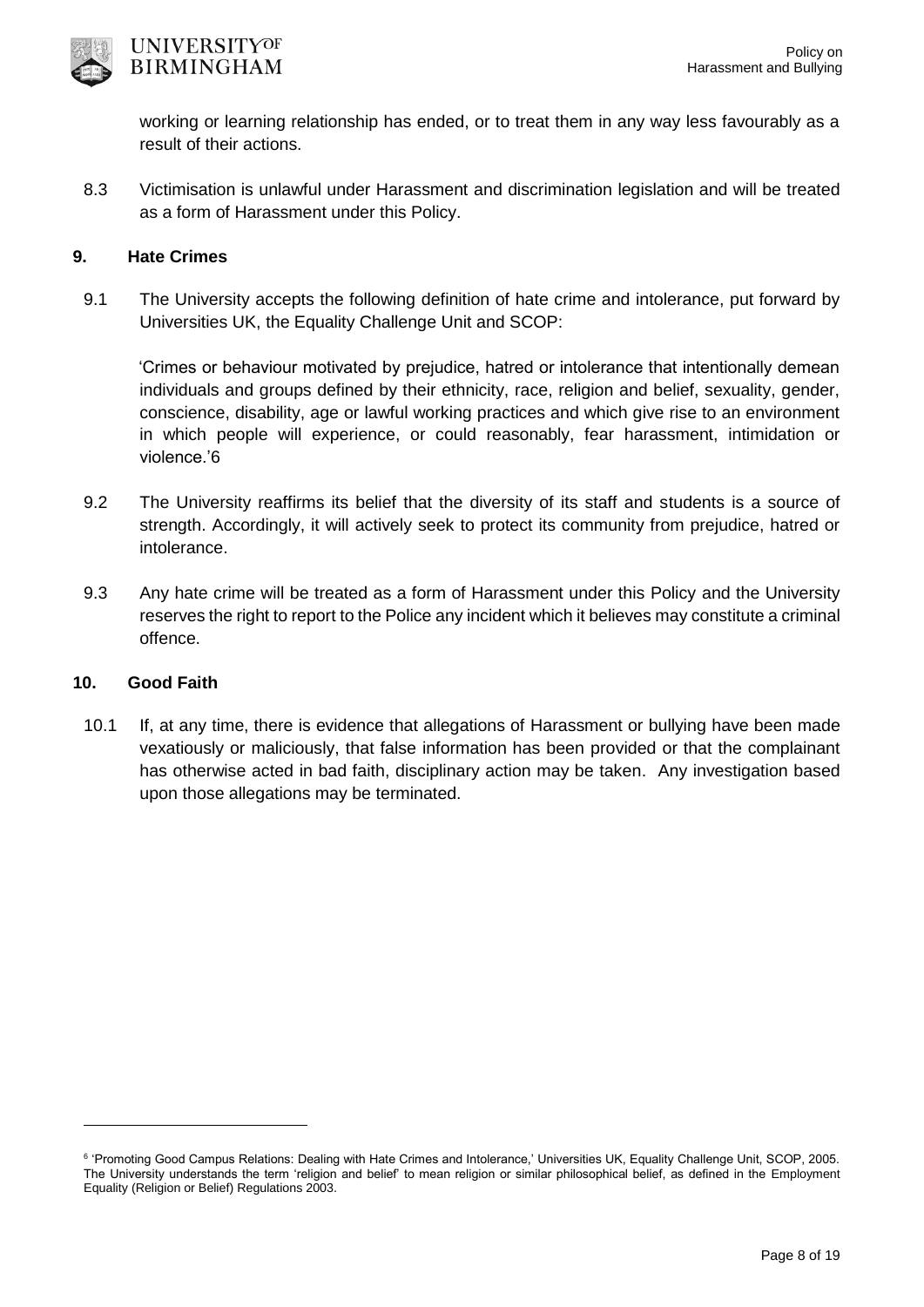working or learning relationship has ended, or to treat them in any way less favourably as a result of their actions.

8.3 Victimisation is unlawful under Harassment and discrimination legislation and will be treated as a form of Harassment under this Policy.

## 9. Hate Crimes

9.1 The University accepts the following definition of hate crime and intolerance, put forward by Universities UK, the Equality Challenge Unit and SCOP:

'Crimes or behaviour motivated by prejudice, hatred or intolerance that intentionally demean individuals and groups defined by their ethnicity, race, religion and belief, sexuality, gender, conscience, disability, age or lawful working practices and which give rise to an environment in which people will experience, or could reasonably, fear harassment, intimidation or violence.'[6]

9.2 The University reaffirms its belief that the diversity of its staff and students is a source of strength. Accordingly, it will actively seek to protect its community from prejudice, hatred or intolerance.

9.3 Any hate crime will be treated as a form of Harassment under this Policy and the University reserves the right to report to the Police any incident which it believes may constitute a criminal offence.

## 10. Good Faith

10.1 If, at any time, there is evidence that allegations of Harassment or bullying have been made vexatiously or maliciously, that false information has been provided or that the complainant has otherwise acted in bad faith, disciplinary action may be taken. Any investigation based upon those allegations may be terminated.

---

[6] 'Promoting Good Campus Relations: Dealing with Hate Crimes and Intolerance,' Universities UK, Equality Challenge Unit, SCOP, 2005. The University understands the term 'religion and belief' to mean religion or similar philosophical belief, as defined in the Employment Equality (Religion or Belief) Regulations 2003.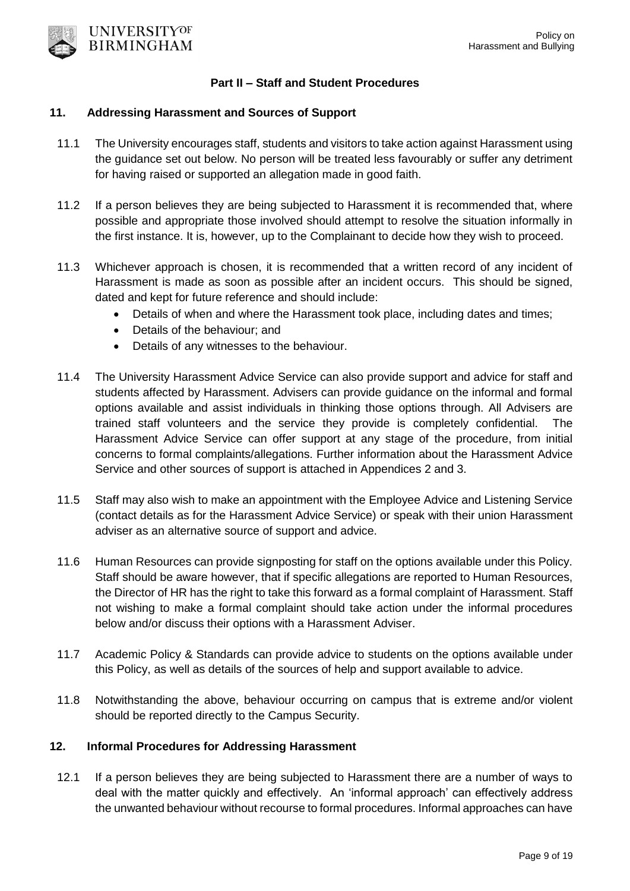## Part II – Staff and Student Procedures

### 11. Addressing Harassment and Sources of Support

11.1 The University encourages staff, students and visitors to take action against Harassment using the guidance set out below. No person will be treated less favourably or suffer any detriment for having raised or supported an allegation made in good faith.

11.2 If a person believes they are being subjected to Harassment it is recommended that, where possible and appropriate those involved should attempt to resolve the situation informally in the first instance. It is, however, up to the Complainant to decide how they wish to proceed.

11.3 Whichever approach is chosen, it is recommended that a written record of any incident of Harassment is made as soon as possible after an incident occurs. This should be signed, dated and kept for future reference and should include:

- Details of when and where the Harassment took place, including dates and times;
- Details of the behaviour; and
- Details of any witnesses to the behaviour.

11.4 The University Harassment Advice Service can also provide support and advice for staff and students affected by Harassment. Advisers can provide guidance on the informal and formal options available and assist individuals in thinking those options through. All Advisers are trained staff volunteers and the service they provide is completely confidential. The Harassment Advice Service can offer support at any stage of the procedure, from initial concerns to formal complaints/allegations. Further information about the Harassment Advice Service and other sources of support is attached in Appendices 2 and 3.

11.5 Staff may also wish to make an appointment with the Employee Advice and Listening Service (contact details as for the Harassment Advice Service) or speak with their union Harassment adviser as an alternative source of support and advice.

11.6 Human Resources can provide signposting for staff on the options available under this Policy. Staff should be aware however, that if specific allegations are reported to Human Resources, the Director of HR has the right to take this forward as a formal complaint of Harassment. Staff not wishing to make a formal complaint should take action under the informal procedures below and/or discuss their options with a Harassment Adviser.

11.7 Academic Policy & Standards can provide advice to students on the options available under this Policy, as well as details of the sources of help and support available to advice.

11.8 Notwithstanding the above, behaviour occurring on campus that is extreme and/or violent should be reported directly to the Campus Security.

### 12. Informal Procedures for Addressing Harassment

12.1 If a person believes they are being subjected to Harassment there are a number of ways to deal with the matter quickly and effectively. An 'informal approach' can effectively address the unwanted behaviour without recourse to formal procedures. Informal approaches can have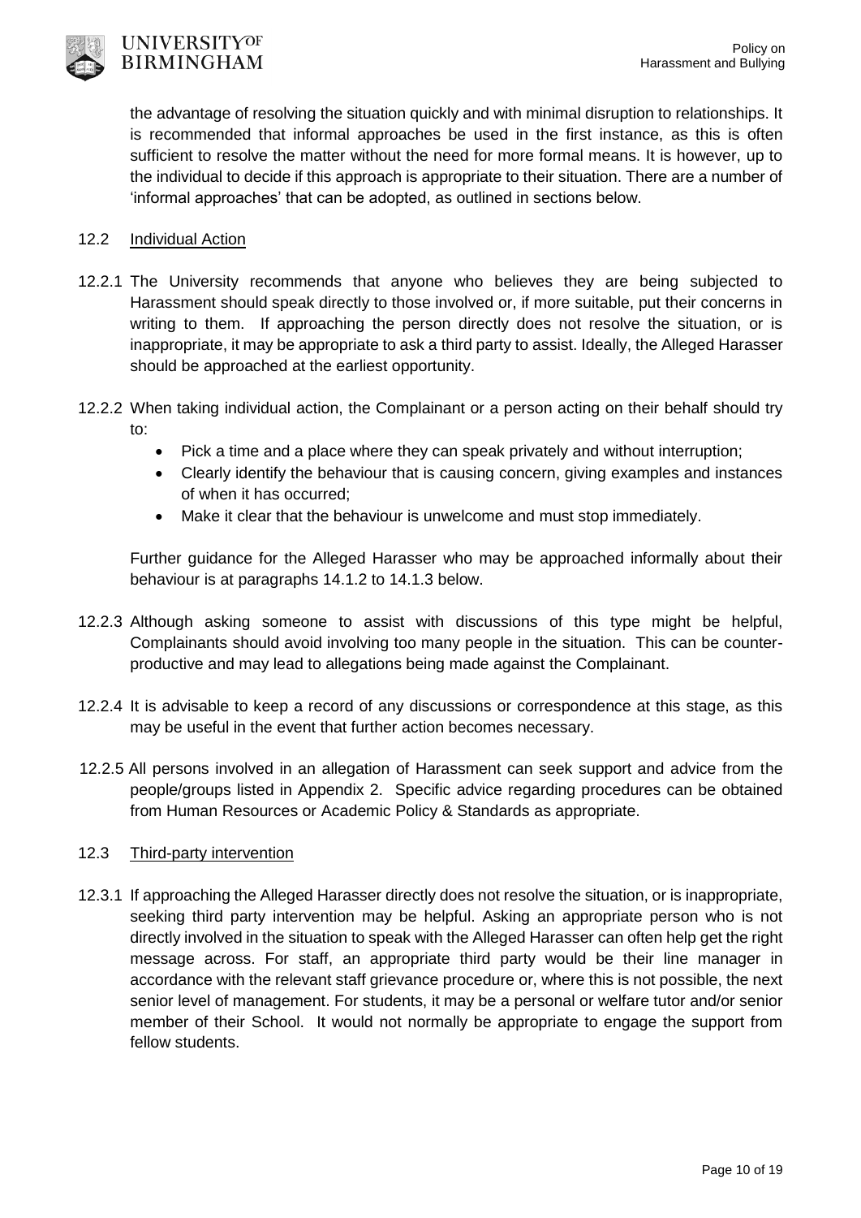the advantage of resolving the situation quickly and with minimal disruption to relationships. It is recommended that informal approaches be used in the first instance, as this is often sufficient to resolve the matter without the need for more formal means. It is however, up to the individual to decide if this approach is appropriate to their situation. There are a number of 'informal approaches' that can be adopted, as outlined in sections below.

12.2 Individual Action

12.2.1 The University recommends that anyone who believes they are being subjected to Harassment should speak directly to those involved or, if more suitable, put their concerns in writing to them. If approaching the person directly does not resolve the situation, or is inappropriate, it may be appropriate to ask a third party to assist. Ideally, the Alleged Harasser should be approached at the earliest opportunity.

12.2.2 When taking individual action, the Complainant or a person acting on their behalf should try to:

- Pick a time and a place where they can speak privately and without interruption;
- Clearly identify the behaviour that is causing concern, giving examples and instances of when it has occurred;
- Make it clear that the behaviour is unwelcome and must stop immediately.

Further guidance for the Alleged Harasser who may be approached informally about their behaviour is at paragraphs 14.1.2 to 14.1.3 below.

12.2.3 Although asking someone to assist with discussions of this type might be helpful, Complainants should avoid involving too many people in the situation. This can be counter-productive and may lead to allegations being made against the Complainant.

12.2.4 It is advisable to keep a record of any discussions or correspondence at this stage, as this may be useful in the event that further action becomes necessary.

12.2.5 All persons involved in an allegation of Harassment can seek support and advice from the people/groups listed in Appendix 2. Specific advice regarding procedures can be obtained from Human Resources or Academic Policy & Standards as appropriate.

12.3 Third-party intervention

12.3.1 If approaching the Alleged Harasser directly does not resolve the situation, or is inappropriate, seeking third party intervention may be helpful. Asking an appropriate person who is not directly involved in the situation to speak with the Alleged Harasser can often help get the right message across. For staff, an appropriate third party would be their line manager in accordance with the relevant staff grievance procedure or, where this is not possible, the next senior level of management. For students, it may be a personal or welfare tutor and/or senior member of their School. It would not normally be appropriate to engage the support from fellow students.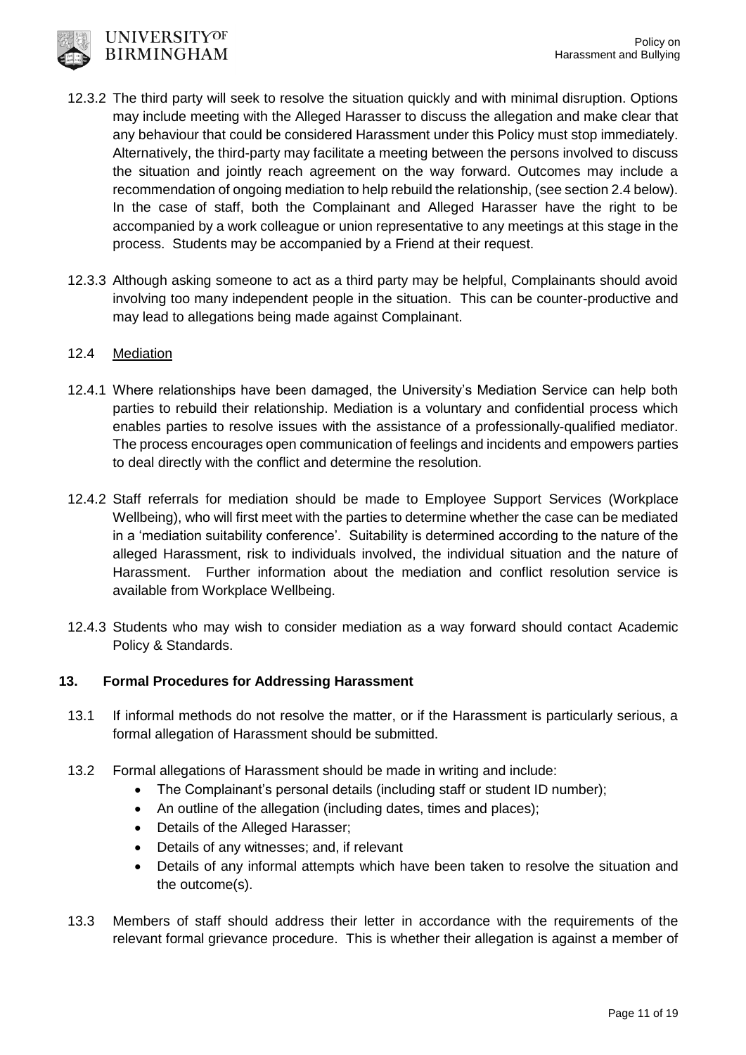12.3.2 The third party will seek to resolve the situation quickly and with minimal disruption. Options may include meeting with the Alleged Harasser to discuss the allegation and make clear that any behaviour that could be considered Harassment under this Policy must stop immediately. Alternatively, the third-party may facilitate a meeting between the persons involved to discuss the situation and jointly reach agreement on the way forward. Outcomes may include a recommendation of ongoing mediation to help rebuild the relationship, (see section 2.4 below). In the case of staff, both the Complainant and Alleged Harasser have the right to be accompanied by a work colleague or union representative to any meetings at this stage in the process. Students may be accompanied by a Friend at their request.

12.3.3 Although asking someone to act as a third party may be helpful, Complainants should avoid involving too many independent people in the situation. This can be counter-productive and may lead to allegations being made against Complainant.

12.4 Mediation

12.4.1 Where relationships have been damaged, the University's Mediation Service can help both parties to rebuild their relationship. Mediation is a voluntary and confidential process which enables parties to resolve issues with the assistance of a professionally-qualified mediator. The process encourages open communication of feelings and incidents and empowers parties to deal directly with the conflict and determine the resolution.

12.4.2 Staff referrals for mediation should be made to Employee Support Services (Workplace Wellbeing), who will first meet with the parties to determine whether the case can be mediated in a 'mediation suitability conference'. Suitability is determined according to the nature of the alleged Harassment, risk to individuals involved, the individual situation and the nature of Harassment. Further information about the mediation and conflict resolution service is available from Workplace Wellbeing.

12.4.3 Students who may wish to consider mediation as a way forward should contact Academic Policy & Standards.

## 13. Formal Procedures for Addressing Harassment

13.1 If informal methods do not resolve the matter, or if the Harassment is particularly serious, a formal allegation of Harassment should be submitted.

13.2 Formal allegations of Harassment should be made in writing and include:

- The Complainant's personal details (including staff or student ID number);
- An outline of the allegation (including dates, times and places);
- Details of the Alleged Harasser;
- Details of any witnesses; and, if relevant
- Details of any informal attempts which have been taken to resolve the situation and the outcome(s).

13.3 Members of staff should address their letter in accordance with the requirements of the relevant formal grievance procedure. This is whether their allegation is against a member of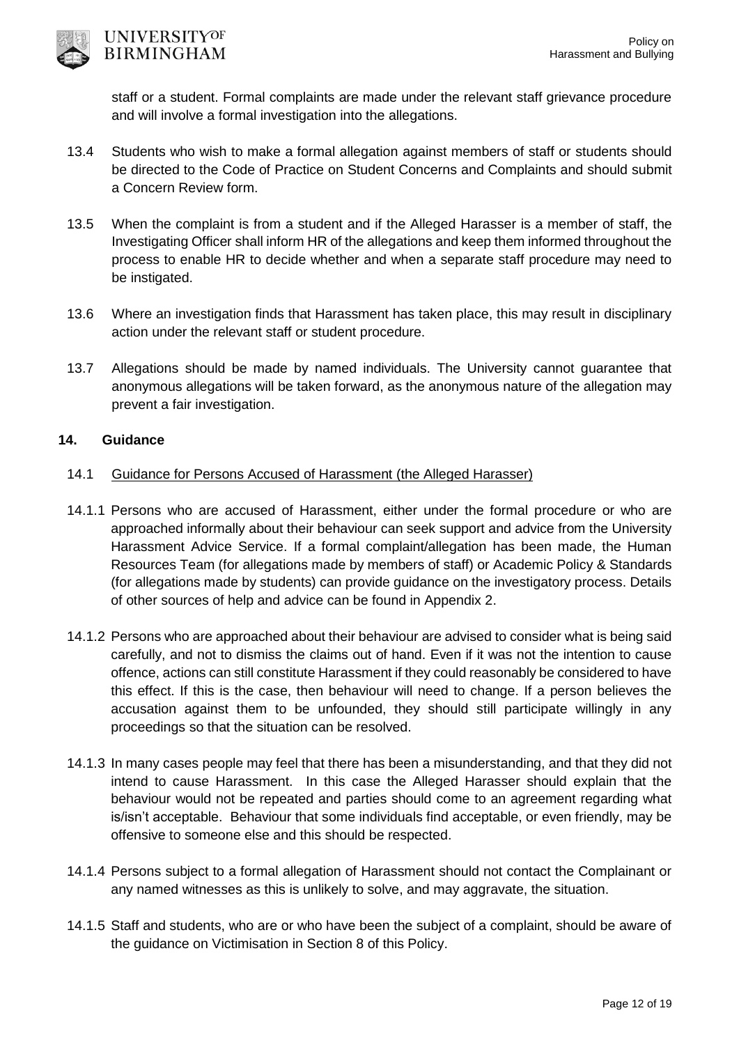staff or a student. Formal complaints are made under the relevant staff grievance procedure and will involve a formal investigation into the allegations.

13.4 Students who wish to make a formal allegation against members of staff or students should be directed to the Code of Practice on Student Concerns and Complaints and should submit a Concern Review form.

13.5 When the complaint is from a student and if the Alleged Harasser is a member of staff, the Investigating Officer shall inform HR of the allegations and keep them informed throughout the process to enable HR to decide whether and when a separate staff procedure may need to be instigated.

13.6 Where an investigation finds that Harassment has taken place, this may result in disciplinary action under the relevant staff or student procedure.

13.7 Allegations should be made by named individuals. The University cannot guarantee that anonymous allegations will be taken forward, as the anonymous nature of the allegation may prevent a fair investigation.

## 14. Guidance

### 14.1 Guidance for Persons Accused of Harassment (the Alleged Harasser)

14.1.1 Persons who are accused of Harassment, either under the formal procedure or who are approached informally about their behaviour can seek support and advice from the University Harassment Advice Service. If a formal complaint/allegation has been made, the Human Resources Team (for allegations made by members of staff) or Academic Policy & Standards (for allegations made by students) can provide guidance on the investigatory process. Details of other sources of help and advice can be found in Appendix 2.

14.1.2 Persons who are approached about their behaviour are advised to consider what is being said carefully, and not to dismiss the claims out of hand. Even if it was not the intention to cause offence, actions can still constitute Harassment if they could reasonably be considered to have this effect. If this is the case, then behaviour will need to change. If a person believes the accusation against them to be unfounded, they should still participate willingly in any proceedings so that the situation can be resolved.

14.1.3 In many cases people may feel that there has been a misunderstanding, and that they did not intend to cause Harassment. In this case the Alleged Harasser should explain that the behaviour would not be repeated and parties should come to an agreement regarding what is/isn't acceptable. Behaviour that some individuals find acceptable, or even friendly, may be offensive to someone else and this should be respected.

14.1.4 Persons subject to a formal allegation of Harassment should not contact the Complainant or any named witnesses as this is unlikely to solve, and may aggravate, the situation.

14.1.5 Staff and students, who are or who have been the subject of a complaint, should be aware of the guidance on Victimisation in Section 8 of this Policy.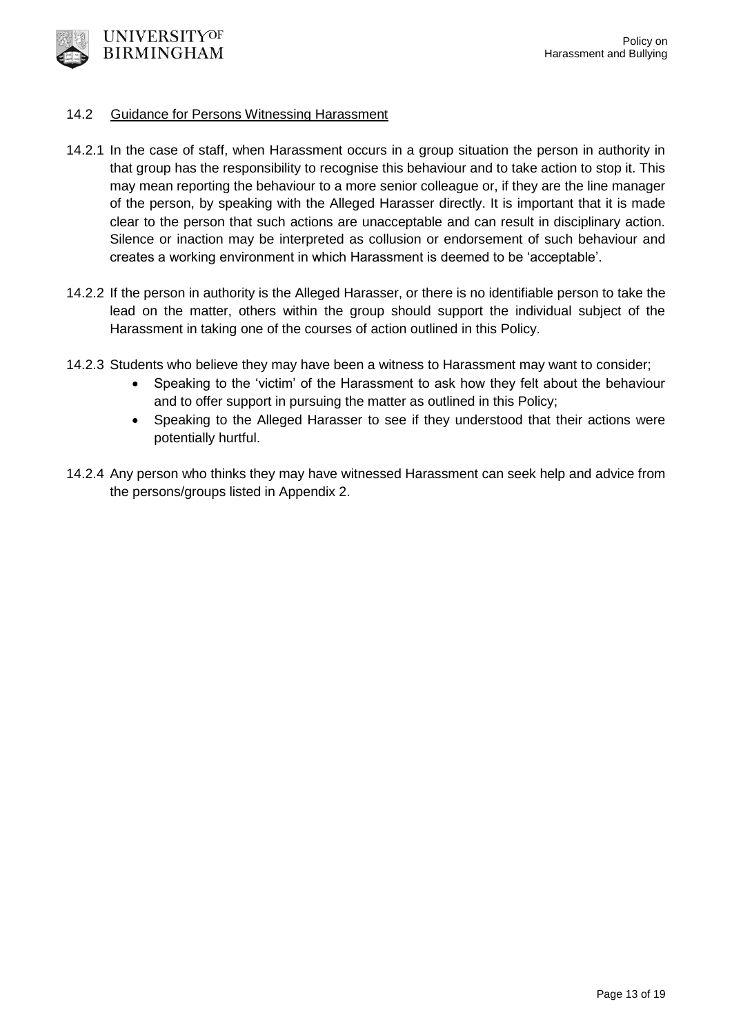### 14.2 Guidance for Persons Witnessing Harassment

14.2.1 In the case of staff, when Harassment occurs in a group situation the person in authority in that group has the responsibility to recognise this behaviour and to take action to stop it. This may mean reporting the behaviour to a more senior colleague or, if they are the line manager of the person, by speaking with the Alleged Harasser directly. It is important that it is made clear to the person that such actions are unacceptable and can result in disciplinary action. Silence or inaction may be interpreted as collusion or endorsement of such behaviour and creates a working environment in which Harassment is deemed to be 'acceptable'.

14.2.2 If the person in authority is the Alleged Harasser, or there is no identifiable person to take the lead on the matter, others within the group should support the individual subject of the Harassment in taking one of the courses of action outlined in this Policy.

14.2.3 Students who believe they may have been a witness to Harassment may want to consider;

- Speaking to the 'victim' of the Harassment to ask how they felt about the behaviour and to offer support in pursuing the matter as outlined in this Policy;
- Speaking to the Alleged Harasser to see if they understood that their actions were potentially hurtful.

14.2.4 Any person who thinks they may have witnessed Harassment can seek help and advice from the persons/groups listed in Appendix 2.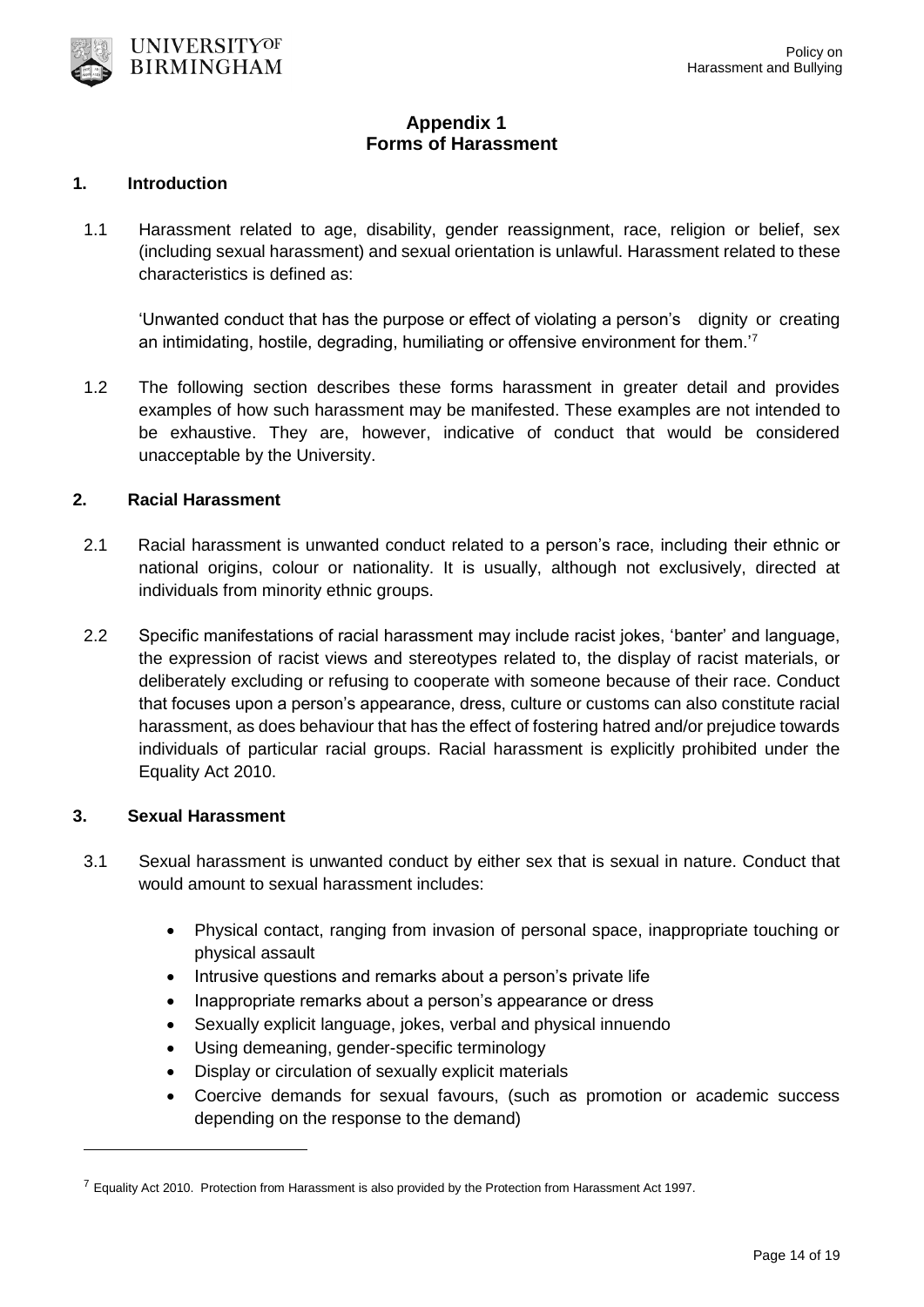# Appendix 1
## Forms of Harassment

### 1. Introduction

1.1 Harassment related to age, disability, gender reassignment, race, religion or belief, sex (including sexual harassment) and sexual orientation is unlawful. Harassment related to these characteristics is defined as:

'Unwanted conduct that has the purpose or effect of violating a person's dignity or creating an intimidating, hostile, degrading, humiliating or offensive environment for them.'[7]

1.2 The following section describes these forms harassment in greater detail and provides examples of how such harassment may be manifested. These examples are not intended to be exhaustive. They are, however, indicative of conduct that would be considered unacceptable by the University.

### 2. Racial Harassment

2.1 Racial harassment is unwanted conduct related to a person's race, including their ethnic or national origins, colour or nationality. It is usually, although not exclusively, directed at individuals from minority ethnic groups.

2.2 Specific manifestations of racial harassment may include racist jokes, 'banter' and language, the expression of racist views and stereotypes related to, the display of racist materials, or deliberately excluding or refusing to cooperate with someone because of their race. Conduct that focuses upon a person's appearance, dress, culture or customs can also constitute racial harassment, as does behaviour that has the effect of fostering hatred and/or prejudice towards individuals of particular racial groups. Racial harassment is explicitly prohibited under the Equality Act 2010.

### 3. Sexual Harassment

3.1 Sexual harassment is unwanted conduct by either sex that is sexual in nature. Conduct that would amount to sexual harassment includes:

- Physical contact, ranging from invasion of personal space, inappropriate touching or physical assault
- Intrusive questions and remarks about a person's private life
- Inappropriate remarks about a person's appearance or dress
- Sexually explicit language, jokes, verbal and physical innuendo
- Using demeaning, gender-specific terminology
- Display or circulation of sexually explicit materials
- Coercive demands for sexual favours, (such as promotion or academic success depending on the response to the demand)

---

[7] Equality Act 2010. Protection from Harassment is also provided by the Protection from Harassment Act 1997.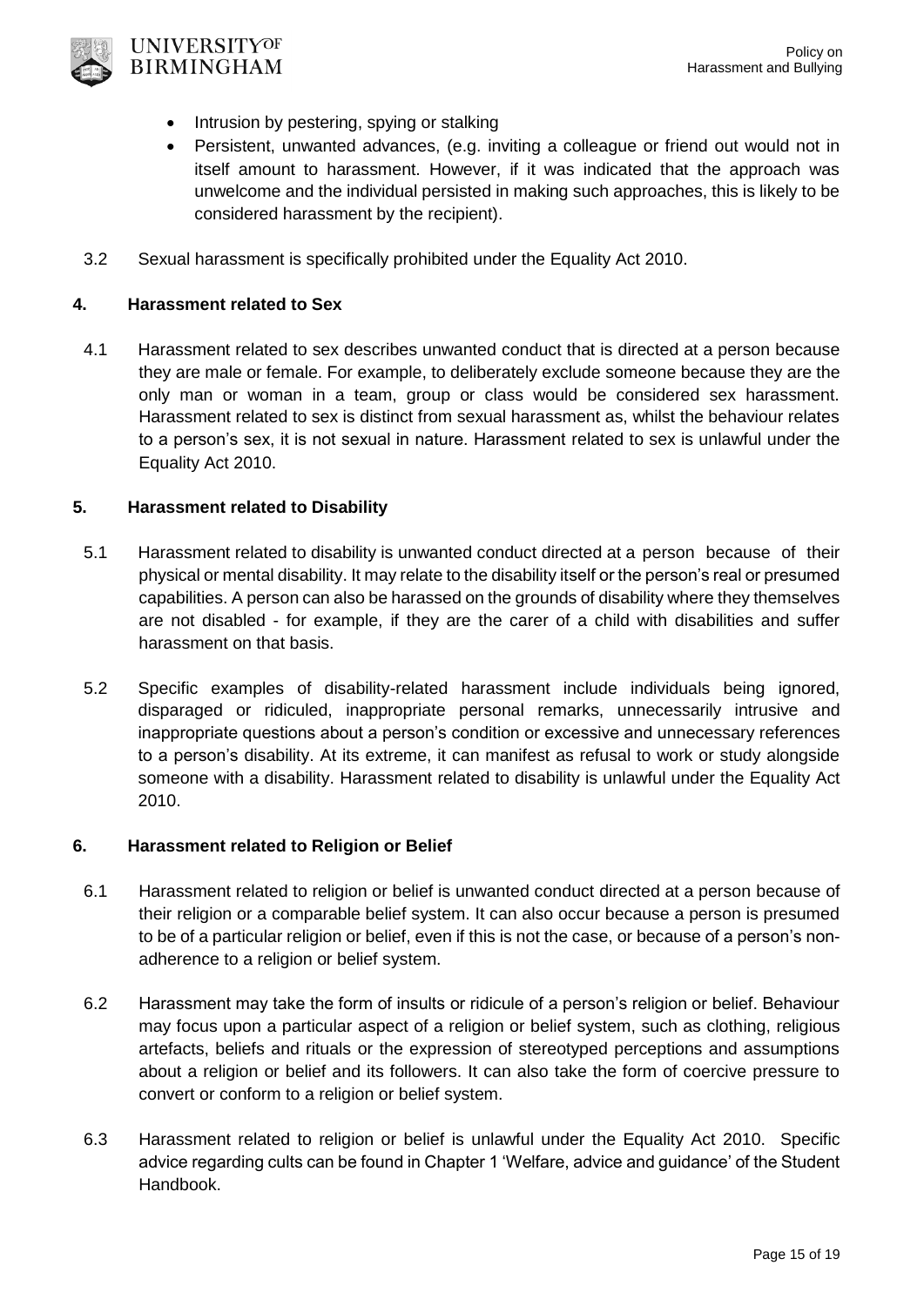- Intrusion by pestering, spying or stalking
- Persistent, unwanted advances, (e.g. inviting a colleague or friend out would not in itself amount to harassment. However, if it was indicated that the approach was unwelcome and the individual persisted in making such approaches, this is likely to be considered harassment by the recipient).

3.2 Sexual harassment is specifically prohibited under the Equality Act 2010.

## 4. Harassment related to Sex

4.1 Harassment related to sex describes unwanted conduct that is directed at a person because they are male or female. For example, to deliberately exclude someone because they are the only man or woman in a team, group or class would be considered sex harassment. Harassment related to sex is distinct from sexual harassment as, whilst the behaviour relates to a person's sex, it is not sexual in nature. Harassment related to sex is unlawful under the Equality Act 2010.

## 5. Harassment related to Disability

5.1 Harassment related to disability is unwanted conduct directed at a person because of their physical or mental disability. It may relate to the disability itself or the person's real or presumed capabilities. A person can also be harassed on the grounds of disability where they themselves are not disabled - for example, if they are the carer of a child with disabilities and suffer harassment on that basis.

5.2 Specific examples of disability-related harassment include individuals being ignored, disparaged or ridiculed, inappropriate personal remarks, unnecessarily intrusive and inappropriate questions about a person's condition or excessive and unnecessary references to a person's disability. At its extreme, it can manifest as refusal to work or study alongside someone with a disability. Harassment related to disability is unlawful under the Equality Act 2010.

## 6. Harassment related to Religion or Belief

6.1 Harassment related to religion or belief is unwanted conduct directed at a person because of their religion or a comparable belief system. It can also occur because a person is presumed to be of a particular religion or belief, even if this is not the case, or because of a person's non-adherence to a religion or belief system.

6.2 Harassment may take the form of insults or ridicule of a person's religion or belief. Behaviour may focus upon a particular aspect of a religion or belief system, such as clothing, religious artefacts, beliefs and rituals or the expression of stereotyped perceptions and assumptions about a religion or belief and its followers. It can also take the form of coercive pressure to convert or conform to a religion or belief system.

6.3 Harassment related to religion or belief is unlawful under the Equality Act 2010. Specific advice regarding cults can be found in Chapter 1 'Welfare, advice and guidance' of the Student Handbook.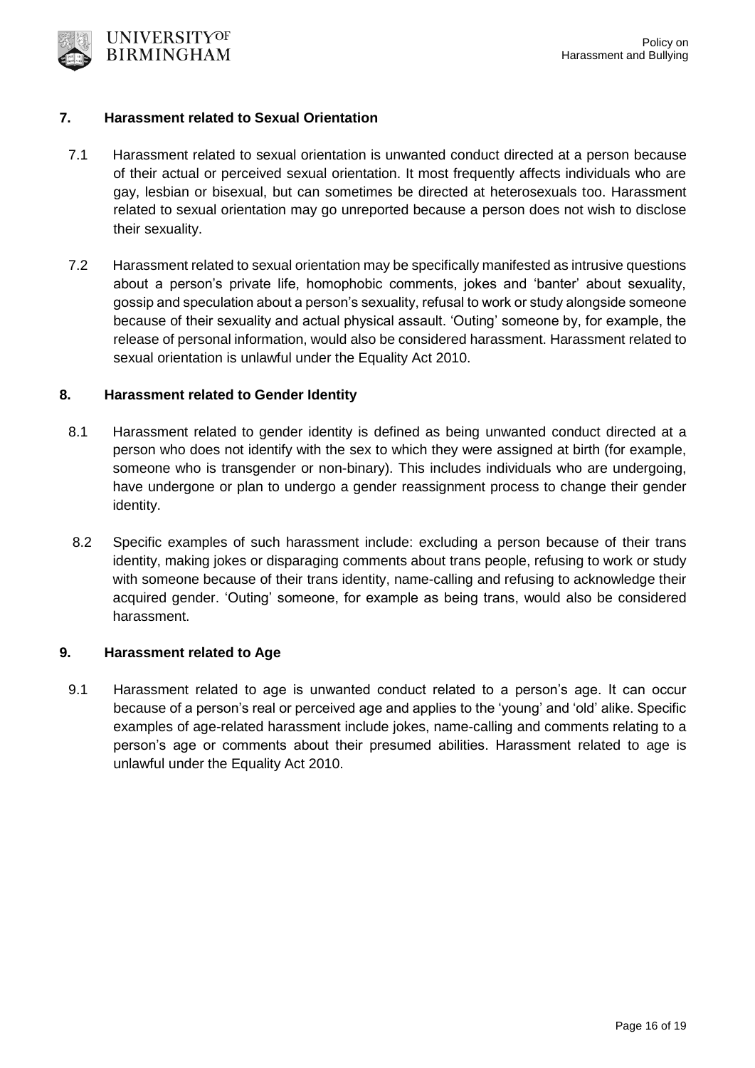## 7. Harassment related to Sexual Orientation

7.1 Harassment related to sexual orientation is unwanted conduct directed at a person because of their actual or perceived sexual orientation. It most frequently affects individuals who are gay, lesbian or bisexual, but can sometimes be directed at heterosexuals too. Harassment related to sexual orientation may go unreported because a person does not wish to disclose their sexuality.

7.2 Harassment related to sexual orientation may be specifically manifested as intrusive questions about a person's private life, homophobic comments, jokes and 'banter' about sexuality, gossip and speculation about a person's sexuality, refusal to work or study alongside someone because of their sexuality and actual physical assault. 'Outing' someone by, for example, the release of personal information, would also be considered harassment. Harassment related to sexual orientation is unlawful under the Equality Act 2010.

## 8. Harassment related to Gender Identity

8.1 Harassment related to gender identity is defined as being unwanted conduct directed at a person who does not identify with the sex to which they were assigned at birth (for example, someone who is transgender or non-binary). This includes individuals who are undergoing, have undergone or plan to undergo a gender reassignment process to change their gender identity.

8.2 Specific examples of such harassment include: excluding a person because of their trans identity, making jokes or disparaging comments about trans people, refusing to work or study with someone because of their trans identity, name-calling and refusing to acknowledge their acquired gender. 'Outing' someone, for example as being trans, would also be considered harassment.

## 9. Harassment related to Age

9.1 Harassment related to age is unwanted conduct related to a person's age. It can occur because of a person's real or perceived age and applies to the 'young' and 'old' alike. Specific examples of age-related harassment include jokes, name-calling and comments relating to a person's age or comments about their presumed abilities. Harassment related to age is unlawful under the Equality Act 2010.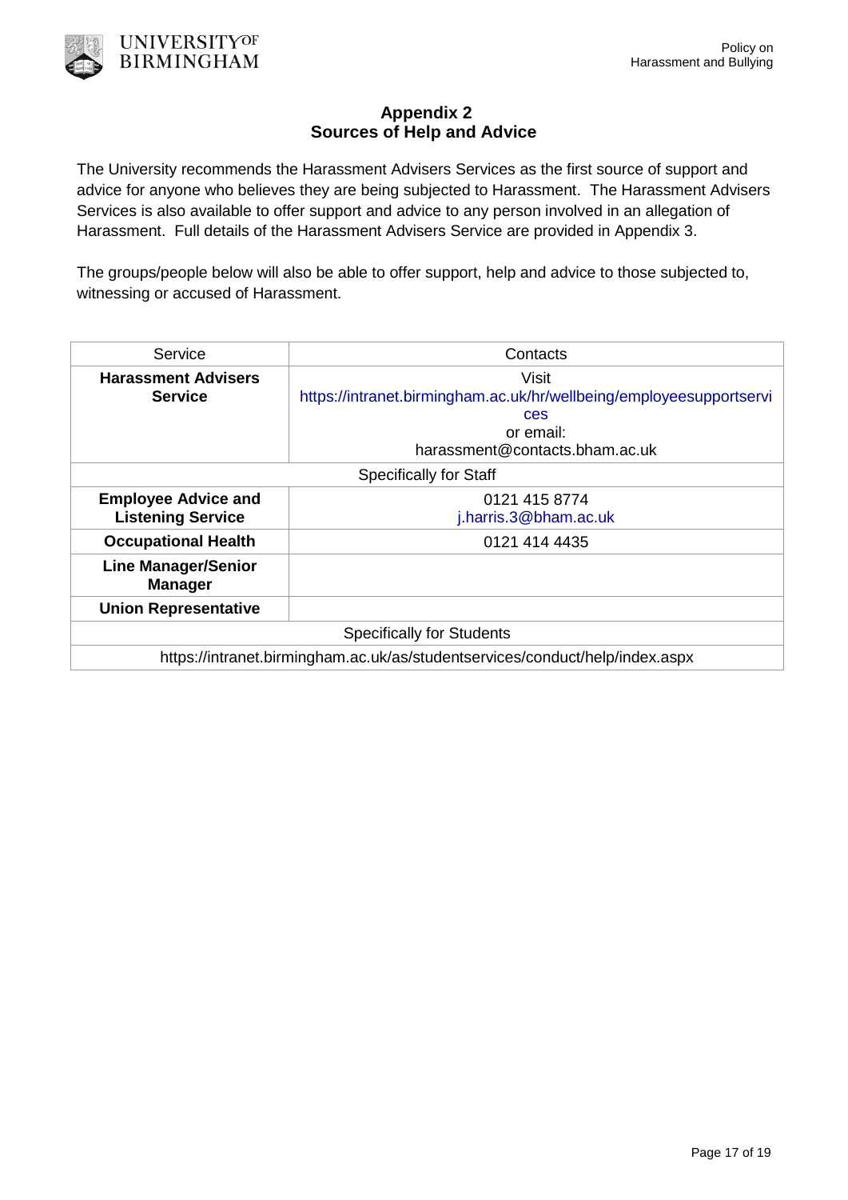## Appendix 2
## Sources of Help and Advice

The University recommends the Harassment Advisers Services as the first source of support and advice for anyone who believes they are being subjected to Harassment. The Harassment Advisers Services is also available to offer support and advice to any person involved in an allegation of Harassment. Full details of the Harassment Advisers Service are provided in Appendix 3.

The groups/people below will also be able to offer support, help and advice to those subjected to, witnessing or accused of Harassment.

| Service | Contacts |
|---|---|
| **Harassment Advisers Service** | Visit https://intranet.birmingham.ac.uk/hr/wellbeing/employeesupportservices or email: harassment@contacts.bham.ac.uk |
| Specifically for Staff | |
| **Employee Advice and Listening Service** | 0121 415 8774 j.harris.3@bham.ac.uk |
| **Occupational Health** | 0121 414 4435 |
| **Line Manager/Senior Manager** | |
| **Union Representative** | |
| Specifically for Students | |
| https://intranet.birmingham.ac.uk/as/studentservices/conduct/help/index.aspx | |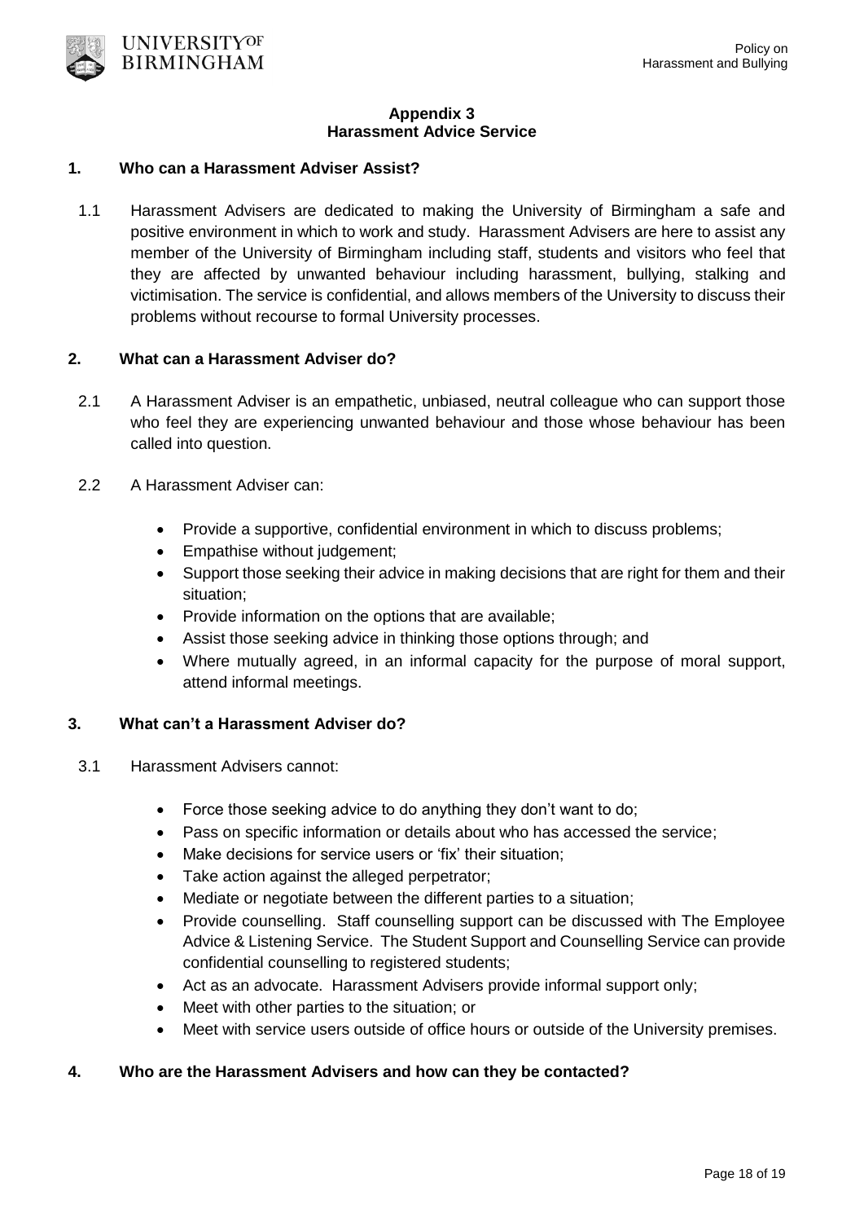## Appendix 3
## Harassment Advice Service

### 1. Who can a Harassment Adviser Assist?

1.1 Harassment Advisers are dedicated to making the University of Birmingham a safe and positive environment in which to work and study. Harassment Advisers are here to assist any member of the University of Birmingham including staff, students and visitors who feel that they are affected by unwanted behaviour including harassment, bullying, stalking and victimisation. The service is confidential, and allows members of the University to discuss their problems without recourse to formal University processes.

### 2. What can a Harassment Adviser do?

2.1 A Harassment Adviser is an empathetic, unbiased, neutral colleague who can support those who feel they are experiencing unwanted behaviour and those whose behaviour has been called into question.

2.2 A Harassment Adviser can:

- Provide a supportive, confidential environment in which to discuss problems;
- Empathise without judgement;
- Support those seeking their advice in making decisions that are right for them and their situation;
- Provide information on the options that are available;
- Assist those seeking advice in thinking those options through; and
- Where mutually agreed, in an informal capacity for the purpose of moral support, attend informal meetings.

### 3. What can't a Harassment Adviser do?

3.1 Harassment Advisers cannot:

- Force those seeking advice to do anything they don't want to do;
- Pass on specific information or details about who has accessed the service;
- Make decisions for service users or 'fix' their situation;
- Take action against the alleged perpetrator;
- Mediate or negotiate between the different parties to a situation;
- Provide counselling. Staff counselling support can be discussed with The Employee Advice & Listening Service. The Student Support and Counselling Service can provide confidential counselling to registered students;
- Act as an advocate. Harassment Advisers provide informal support only;
- Meet with other parties to the situation; or
- Meet with service users outside of office hours or outside of the University premises.

### 4. Who are the Harassment Advisers and how can they be contacted?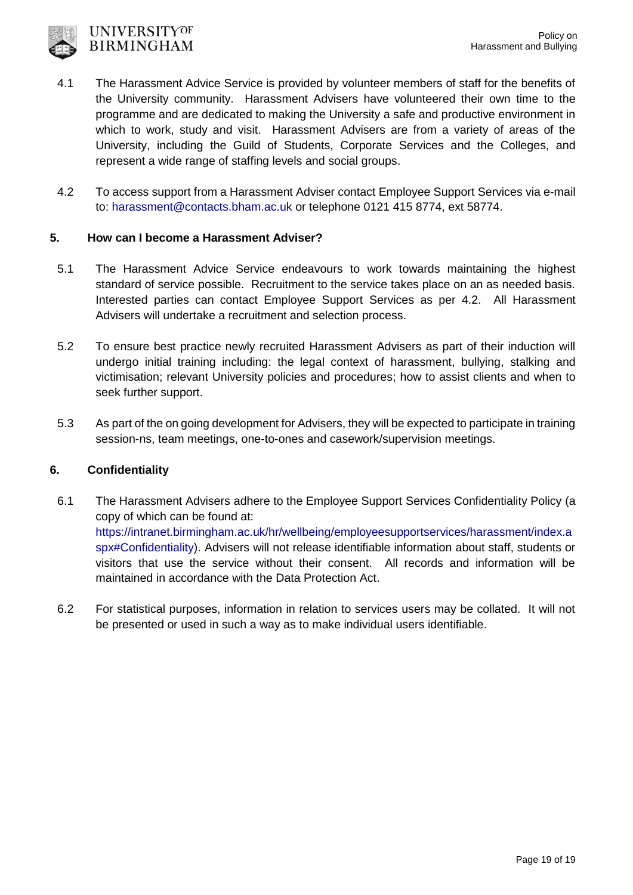4.1 The Harassment Advice Service is provided by volunteer members of staff for the benefits of the University community. Harassment Advisers have volunteered their own time to the programme and are dedicated to making the University a safe and productive environment in which to work, study and visit. Harassment Advisers are from a variety of areas of the University, including the Guild of Students, Corporate Services and the Colleges, and represent a wide range of staffing levels and social groups.

4.2 To access support from a Harassment Adviser contact Employee Support Services via e-mail to: harassment@contacts.bham.ac.uk or telephone 0121 415 8774, ext 58774.

## 5. How can I become a Harassment Adviser?

5.1 The Harassment Advice Service endeavours to work towards maintaining the highest standard of service possible. Recruitment to the service takes place on an as needed basis. Interested parties can contact Employee Support Services as per 4.2. All Harassment Advisers will undertake a recruitment and selection process.

5.2 To ensure best practice newly recruited Harassment Advisers as part of their induction will undergo initial training including: the legal context of harassment, bullying, stalking and victimisation; relevant University policies and procedures; how to assist clients and when to seek further support.

5.3 As part of the on going development for Advisers, they will be expected to participate in training session-ns, team meetings, one-to-ones and casework/supervision meetings.

## 6. Confidentiality

6.1 The Harassment Advisers adhere to the Employee Support Services Confidentiality Policy (a copy of which can be found at: https://intranet.birmingham.ac.uk/hr/wellbeing/employeesupportservices/harassment/index.aspx#Confidentiality). Advisers will not release identifiable information about staff, students or visitors that use the service without their consent. All records and information will be maintained in accordance with the Data Protection Act.

6.2 For statistical purposes, information in relation to services users may be collated. It will not be presented or used in such a way as to make individual users identifiable.